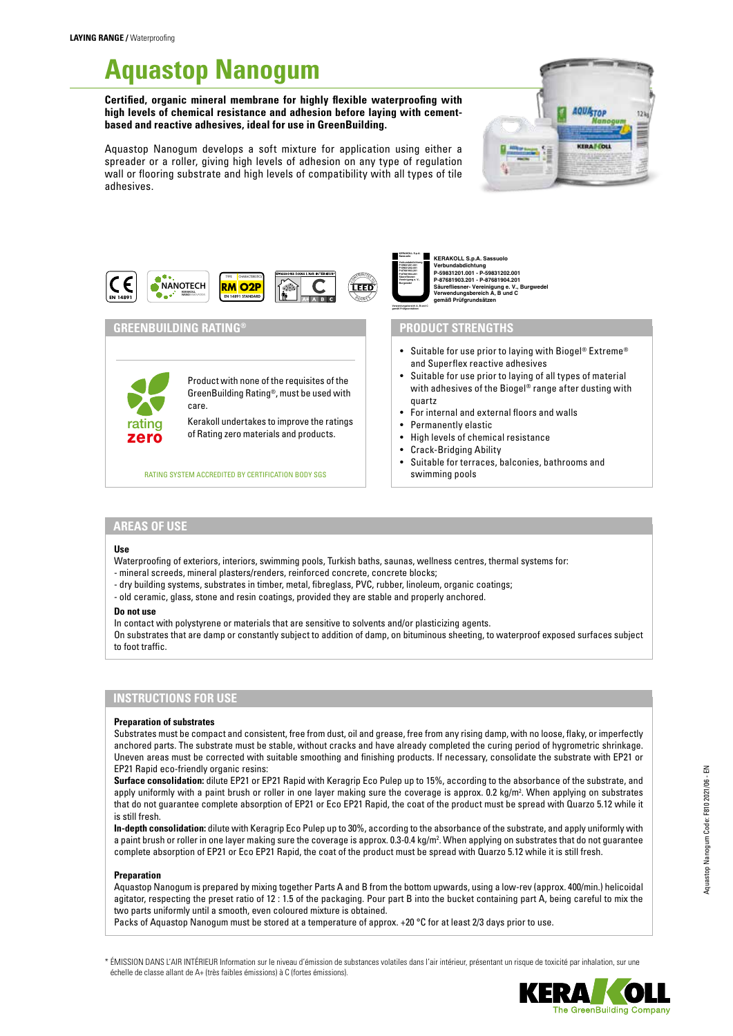**LAYING RANGE /** Waterproofing

# Aquastop Nanogum

**Certified, organic mineral membrane for highly flexible waterproofing with high levels of chemical resistance and adhesion before laying with cement-based and reactive adhesives, ideal for use in GreenBuilding.**

Aquastop Nanogum develops a soft mixture for application using either a spreader or a roller, giving high levels of adhesion on any type of regulation wall or flooring substrate and high levels of compatibility with all types of tile adhesives.

CE EN 14891 | NANOTECH | RM O2P EN 14891 STANDARD | ÉMISSIONS DANS L'AIR INTÉRIEUR* C | LEED

**KERAKOLL S.p.A. Sassuolo**
**Verbundabdichtung**
**P-59831201.001 - P-59831202.001**
**P-87681903.201 - P-87681904.201**
**Säurefliesner- Vereinigung e. V., Burgwedel**
**Verwendungsbereich A, B und C**
**gemäß Prüfgrundsätzen**

## GREENBUILDING RATING®

rating zero

Product with none of the requisites of the GreenBuilding Rating®, must be used with care.

Kerakoll undertakes to improve the ratings of Rating zero materials and products.

RATING SYSTEM ACCREDITED BY CERTIFICATION BODY SGS

## PRODUCT STRENGTHS

- Suitable for use prior to laying with Biogel® Extreme® and Superflex reactive adhesives
- Suitable for use prior to laying of all types of material with adhesives of the Biogel® range after dusting with quartz
- For internal and external floors and walls
- Permanently elastic
- High levels of chemical resistance
- Crack-Bridging Ability
- Suitable for terraces, balconies, bathrooms and swimming pools

## AREAS OF USE

**Use**

Waterproofing of exteriors, interiors, swimming pools, Turkish baths, saunas, wellness centres, thermal systems for:
- mineral screeds, mineral plasters/renders, reinforced concrete, concrete blocks;
- dry building systems, substrates in timber, metal, fibreglass, PVC, rubber, linoleum, organic coatings;
- old ceramic, glass, stone and resin coatings, provided they are stable and properly anchored.

**Do not use**

In contact with polystyrene or materials that are sensitive to solvents and/or plasticizing agents.
On substrates that are damp or constantly subject to addition of damp, on bituminous sheeting, to waterproof exposed surfaces subject to foot traffic.

## INSTRUCTIONS FOR USE

**Preparation of substrates**

Substrates must be compact and consistent, free from dust, oil and grease, free from any rising damp, with no loose, flaky, or imperfectly anchored parts. The substrate must be stable, without cracks and have already completed the curing period of hygrometric shrinkage. Uneven areas must be corrected with suitable smoothing and finishing products. If necessary, consolidate the substrate with EP21 or EP21 Rapid eco-friendly organic resins:

**Surface consolidation:** dilute EP21 or EP21 Rapid with Keragrip Eco Pulep up to 15%, according to the absorbance of the substrate, and apply uniformly with a paint brush or roller in one layer making sure the coverage is approx. 0.2 kg/m². When applying on substrates that do not guarantee complete absorption of EP21 or Eco EP21 Rapid, the coat of the product must be spread with Quarzo 5.12 while it is still fresh.

**In-depth consolidation:** dilute with Keragrip Eco Pulep up to 30%, according to the absorbance of the substrate, and apply uniformly with a paint brush or roller in one layer making sure the coverage is approx. 0.3-0.4 kg/m². When applying on substrates that do not guarantee complete absorption of EP21 or Eco EP21 Rapid, the coat of the product must be spread with Quarzo 5.12 while it is still fresh.

**Preparation**

Aquastop Nanogum is prepared by mixing together Parts A and B from the bottom upwards, using a low-rev (approx. 400/min.) helicoidal agitator, respecting the preset ratio of 12 : 1.5 of the packaging. Pour part B into the bucket containing part A, being careful to mix the two parts uniformly until a smooth, even coloured mixture is obtained.

Packs of Aquastop Nanogum must be stored at a temperature of approx. +20 °C for at least 2/3 days prior to use.

\* ÉMISSION DANS L'AIR INTÉRIEUR Information sur le niveau d'émission de substances volatiles dans l'air intérieur, présentant un risque de toxicité par inhalation, sur une échelle de classe allant de A+ (très faibles émissions) à C (fortes émissions).

Aquastop Nanogum Code: F810 2021/06 - EN

KERAKOLL The GreenBuilding Company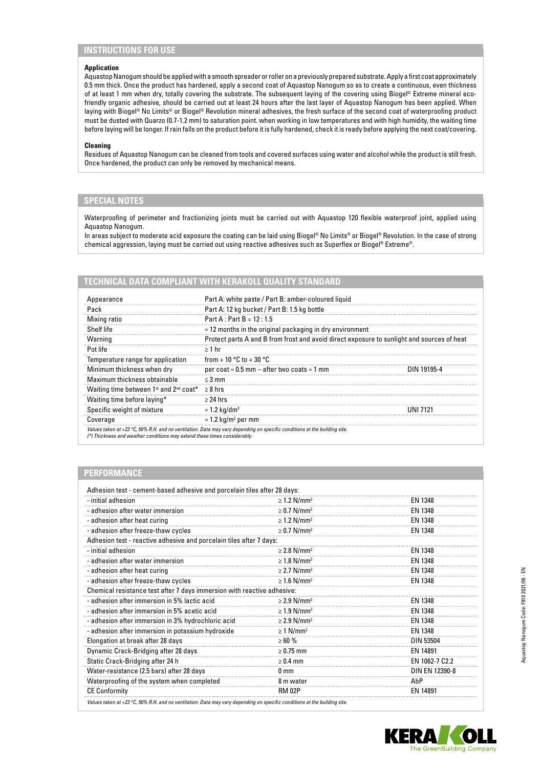## INSTRUCTIONS FOR USE

**Application**

Aquastop Nanogum should be applied with a smooth spreader or roller on a previously prepared substrate. Apply a first coat approximately 0.5 mm thick. Once the product has hardened, apply a second coat of Aquastop Nanogum so as to create a continuous, even thickness of at least 1 mm when dry, totally covering the substrate. The subsequent laying of the covering using Biogel® Extreme mineral eco-friendly organic adhesive, should be carried out at least 24 hours after the last layer of Aquastop Nanogum has been applied. When laying with Biogel® No Limits® or Biogel® Revolution mineral adhesives, the fresh surface of the second coat of waterproofing product must be dusted with Quarzo (0.7-1.2 mm) to saturation point. when working in low temperatures and with high humidity, the waiting time before laying will be longer. If rain falls on the product before it is fully hardened, check it is ready before applying the next coat/covering.

**Cleaning**

Residues of Aquastop Nanogum can be cleaned from tools and covered surfaces using water and alcohol while the product is still fresh. Once hardened, the product can only be removed by mechanical means.

## SPECIAL NOTES

Waterproofing of perimeter and fractionizing joints must be carried out with Aquastop 120 flexible waterproof joint, applied using Aquastop Nanogum.

In areas subject to moderate acid exposure the coating can be laid using Biogel® No Limits® or Biogel® Revolution. In the case of strong chemical aggression, laying must be carried out using reactive adhesives such as Superflex or Biogel® Extreme®.

## TECHNICAL DATA COMPLIANT WITH KERAKOLL QUALITY STANDARD

| | | |
|---|---|---|
| Appearance | Part A: white paste / Part B: amber-coloured liquid | |
| Pack | Part A: 12 kg bucket / Part B: 1.5 kg bottle | |
| Mixing ratio | Part A : Part B = 12 : 1.5 | |
| Shelf life | ≈ 12 months in the original packaging in dry environment | |
| Warning | Protect parts A and B from frost and avoid direct exposure to sunlight and sources of heat | |
| Pot life | ≥ 1 hr | |
| Temperature range for application | from + 10 °C to + 30 °C | |
| Minimum thickness when dry | per coat ≈ 0.5 mm – after two coats ≈ 1 mm | DIN 19195-4 |
| Maximum thickness obtainable | ≤ 3 mm | |
| Waiting time between 1st and 2nd coat* | ≥ 8 hrs | |
| Waiting time before laying* | ≥ 24 hrs | |
| Specific weight of mixture | ≈ 1.2 kg/dm³ | UNI 7121 |
| Coverage | ≈ 1.2 kg/m² per mm | |

*Values taken at +23 °C, 50% R.H. and no ventilation. Data may vary depending on specific conditions at the building site.*
*(\*) Thickness and weather conditions may extend these times considerably.*

## PERFORMANCE

| | | |
|---|---|---|
| Adhesion test - cement-based adhesive and porcelain tiles after 28 days: | | |
| - initial adhesion | ≥ 1.2 N/mm² | EN 1348 |
| - adhesion after water immersion | ≥ 0.7 N/mm² | EN 1348 |
| - adhesion after heat curing | ≥ 1.2 N/mm² | EN 1348 |
| - adhesion after freeze-thaw cycles | ≥ 0.7 N/mm² | EN 1348 |
| Adhesion test - reactive adhesive and porcelain tiles after 7 days: | | |
| - initial adhesion | ≥ 2.8 N/mm² | EN 1348 |
| - adhesion after water immersion | ≥ 1.8 N/mm² | EN 1348 |
| - adhesion after heat curing | ≥ 2.7 N/mm² | EN 1348 |
| - adhesion after freeze-thaw cycles | ≥ 1.6 N/mm² | EN 1348 |
| Chemical resistance test after 7 days immersion with reactive adhesive: | | |
| - adhesion after immersion in 5% lactic acid | ≥ 2.9 N/mm² | EN 1348 |
| - adhesion after immersion in 5% acetic acid | ≥ 1.9 N/mm² | EN 1348 |
| - adhesion after immersion in 3% hydrochloric acid | ≥ 2.9 N/mm² | EN 1348 |
| - adhesion after immersion in potassium hydroxide | ≥ 1 N/mm² | EN 1348 |
| Elongation at break after 28 days | ≥ 60 % | DIN 53504 |
| Dynamic Crack-Bridging after 28 days | ≥ 0.75 mm | EN 14891 |
| Static Crack-Bridging after 24 h | ≥ 0.4 mm | EN 1062-7 C2.2 |
| Water-resistance (2.5 bars) after 28 days | 0 mm | DIN EN 12390-8 |
| Waterproofing of the system when completed | 8 m water | AbP |
| CE Conformity | RM 02P | EN 14891 |

*Values taken at +23 °C, 50% R.H. and no ventilation. Data may vary depending on specific conditions at the building site.*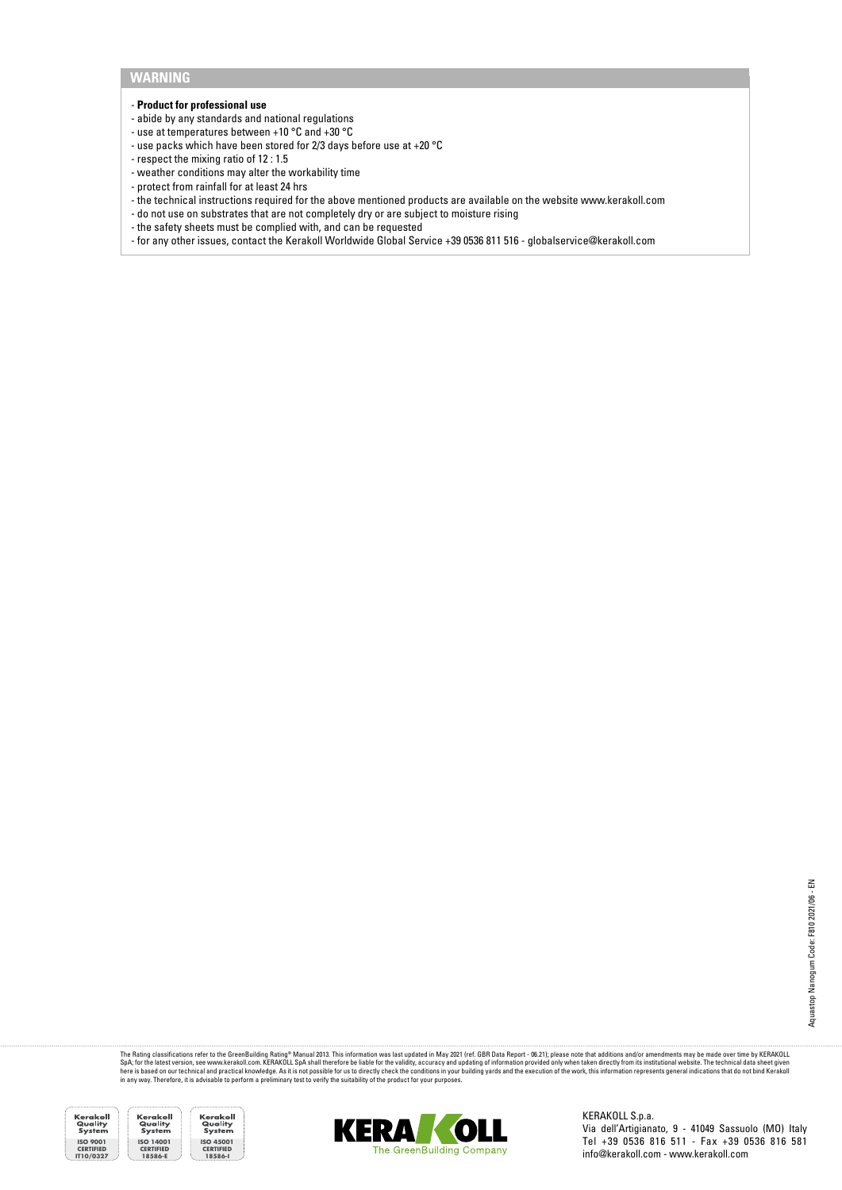## WARNING

- **Product for professional use**
- abide by any standards and national regulations
- use at temperatures between +10 °C and +30 °C
- use packs which have been stored for 2/3 days before use at +20 °C
- respect the mixing ratio of 12 : 1.5
- weather conditions may alter the workability time
- protect from rainfall for at least 24 hrs
- the technical instructions required for the above mentioned products are available on the website www.kerakoll.com
- do not use on substrates that are not completely dry or are subject to moisture rising
- the safety sheets must be complied with, and can be requested
- for any other issues, contact the Kerakoll Worldwide Global Service +39 0536 811 516 - globalservice@kerakoll.com

Aquastop Nanogum Code: F810 2021/06 - EN

The Rating classifications refer to the GreenBuilding Rating® Manual 2013. This information was last updated in May 2021 (ref. GBR Data Report - 06.21); please note that additions and/or amendments may be made over time by KERAKOLL SpA; for the latest version, see www.kerakoll.com. KERAKOLL SpA shall therefore be liable for the validity, accuracy and updating of information provided only when taken directly from its institutional website. The technical data sheet given here is based on our technical and practical knowledge. As it is not possible for us to directly check the conditions in your building yards and the execution of the work, this information represents general indications that do not bind Kerakoll in any way. Therefore, it is advisable to perform a preliminary test to verify the suitability of the product for your purposes.

Kerakoll Quality System ISO 9001 CERTIFIED IT10/0327

Kerakoll Quality System ISO 14001 CERTIFIED 18586-E

Kerakoll Quality System ISO 45001 CERTIFIED 18586-I

KERAKOLL The GreenBuilding Company

KERAKOLL S.p.a.
Via dell'Artigianato, 9 - 41049 Sassuolo (MO) Italy
Tel +39 0536 816 511 - Fax +39 0536 816 581
info@kerakoll.com - www.kerakoll.com